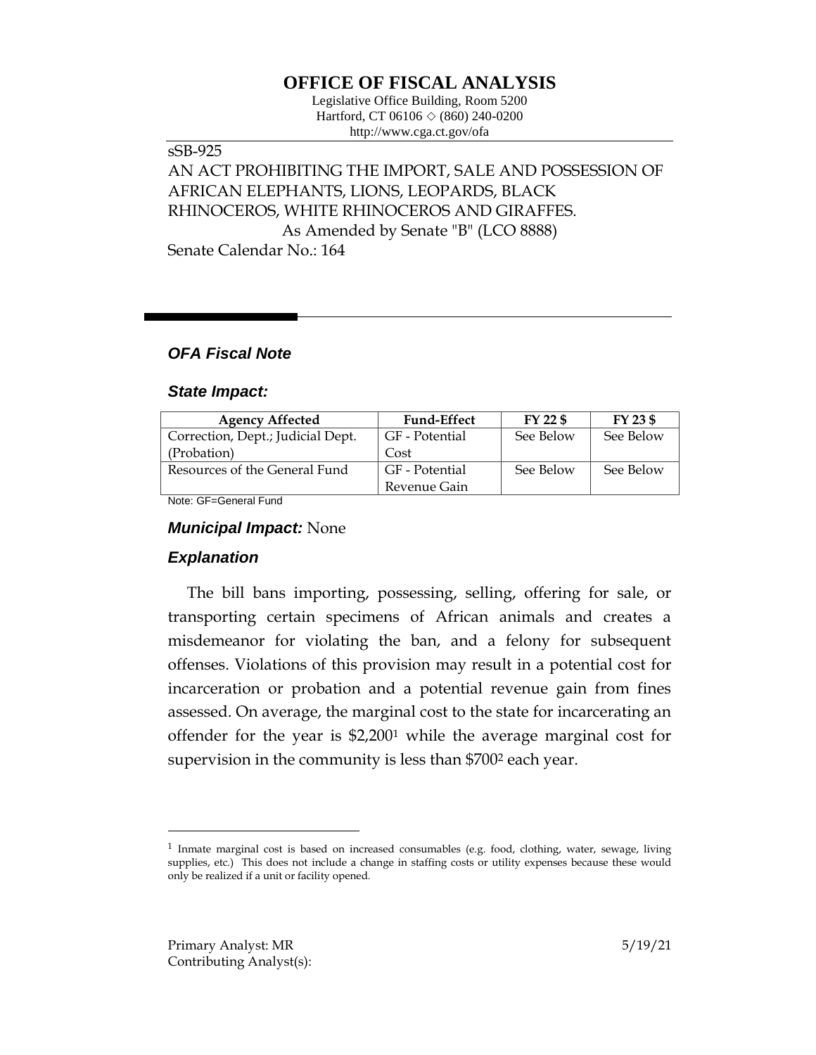# OFFICE OF FISCAL ANALYSIS

Legislative Office Building, Room 5200
Hartford, CT 06106 ◇ (860) 240-0200
http://www.cga.ct.gov/ofa

sSB-925
AN ACT PROHIBITING THE IMPORT, SALE AND POSSESSION OF AFRICAN ELEPHANTS, LIONS, LEOPARDS, BLACK RHINOCEROS, WHITE RHINOCEROS AND GIRAFFES.
As Amended by Senate "B" (LCO 8888)
Senate Calendar No.: 164

### *OFA Fiscal Note*

### *State Impact:*

| Agency Affected | Fund-Effect | FY 22 $ | FY 23 $ |
|---|---|---|---|
| Correction, Dept.; Judicial Dept. (Probation) | GF - Potential Cost | See Below | See Below |
| Resources of the General Fund | GF - Potential Revenue Gain | See Below | See Below |

Note: GF=General Fund

### *Municipal Impact:* None

### *Explanation*

The bill bans importing, possessing, selling, offering for sale, or transporting certain specimens of African animals and creates a misdemeanor for violating the ban, and a felony for subsequent offenses. Violations of this provision may result in a potential cost for incarceration or probation and a potential revenue gain from fines assessed. On average, the marginal cost to the state for incarcerating an offender for the year is $2,200[1] while the average marginal cost for supervision in the community is less than $700[2] each year.

[1] Inmate marginal cost is based on increased consumables (e.g. food, clothing, water, sewage, living supplies, etc.) This does not include a change in staffing costs or utility expenses because these would only be realized if a unit or facility opened.

Primary Analyst: MR
Contributing Analyst(s):

5/19/21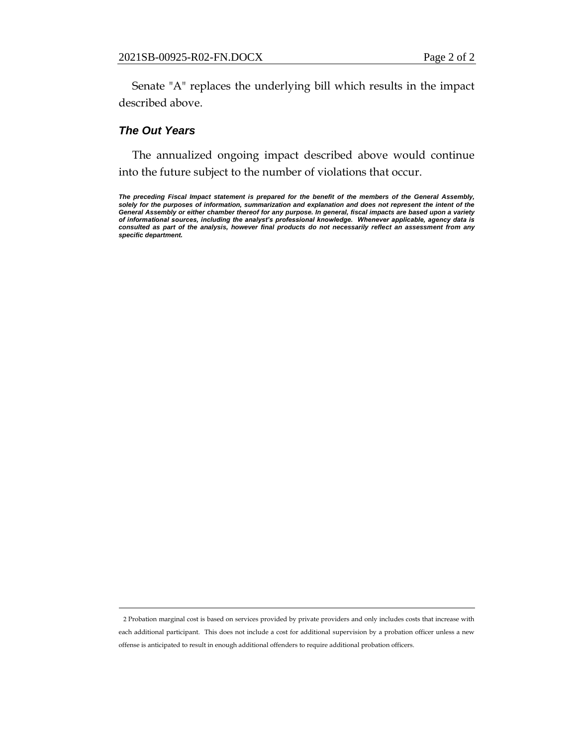Senate "A" replaces the underlying bill which results in the impact described above.

### *The Out Years*

The annualized ongoing impact described above would continue into the future subject to the number of violations that occur.

***The preceding Fiscal Impact statement is prepared for the benefit of the members of the General Assembly, solely for the purposes of information, summarization and explanation and does not represent the intent of the General Assembly or either chamber thereof for any purpose. In general, fiscal impacts are based upon a variety of informational sources, including the analyst's professional knowledge. Whenever applicable, agency data is consulted as part of the analysis, however final products do not necessarily reflect an assessment from any specific department.***

---

[2] Probation marginal cost is based on services provided by private providers and only includes costs that increase with each additional participant. This does not include a cost for additional supervision by a probation officer unless a new offense is anticipated to result in enough additional offenders to require additional probation officers.